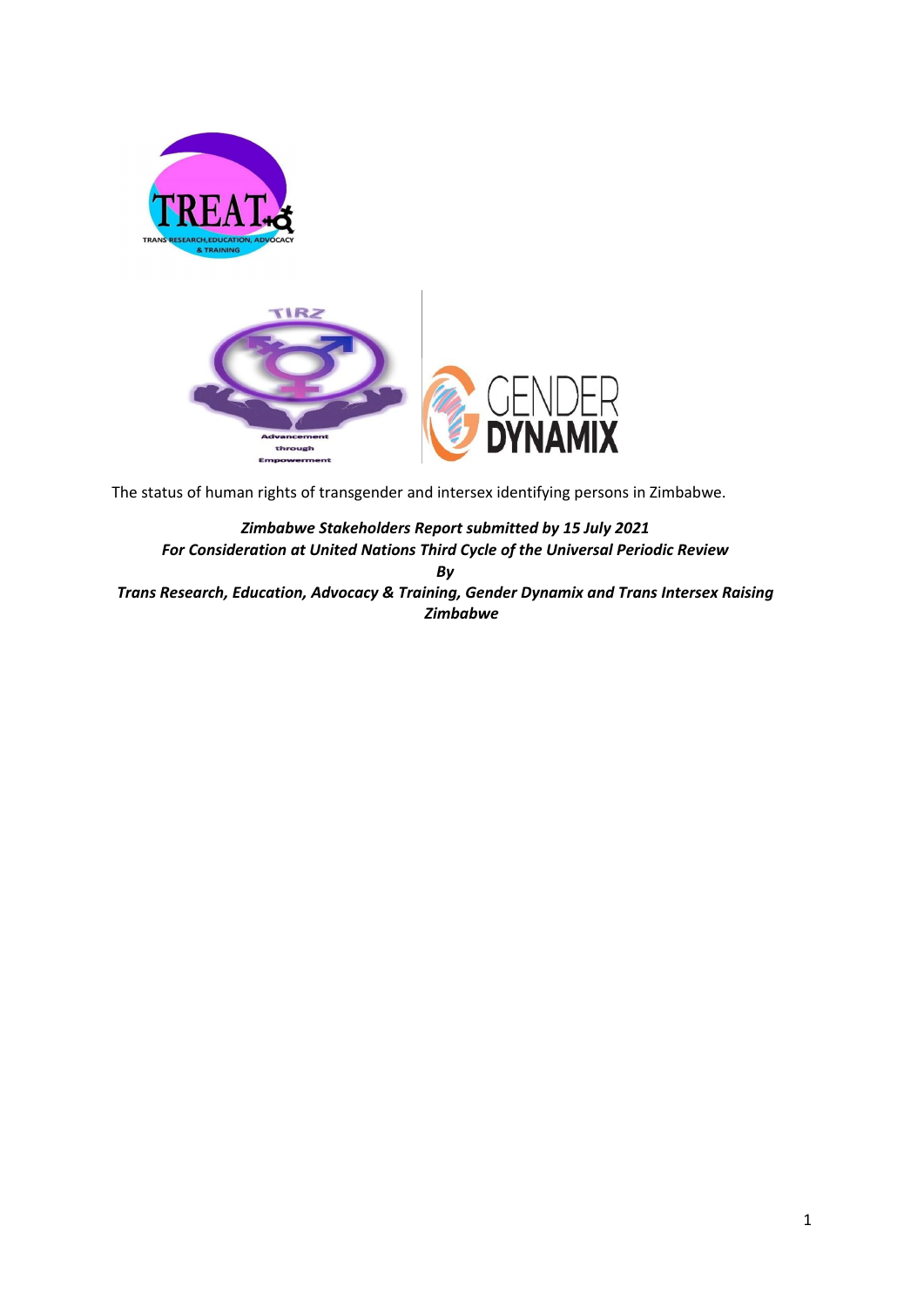The status of human rights of transgender and intersex identifying persons in Zimbabwe.

***Zimbabwe Stakeholders Report submitted by 15 July 2021***
***For Consideration at United Nations Third Cycle of the Universal Periodic Review***
***By***
***Trans Research, Education, Advocacy & Training, Gender Dynamix and Trans Intersex Raising Zimbabwe***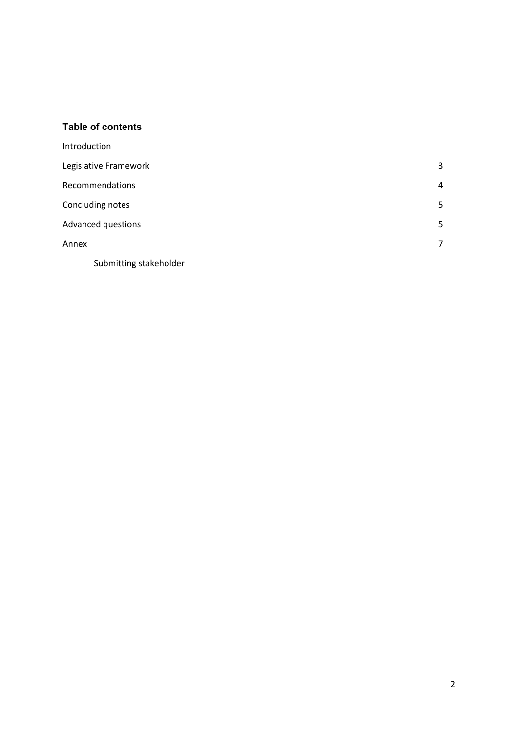### Table of contents

| | |
|---|---|
| Introduction | |
| Legislative Framework | 3 |
| Recommendations | 4 |
| Concluding notes | 5 |
| Advanced questions | 5 |
| Annex | 7 |
| Submitting stakeholder | |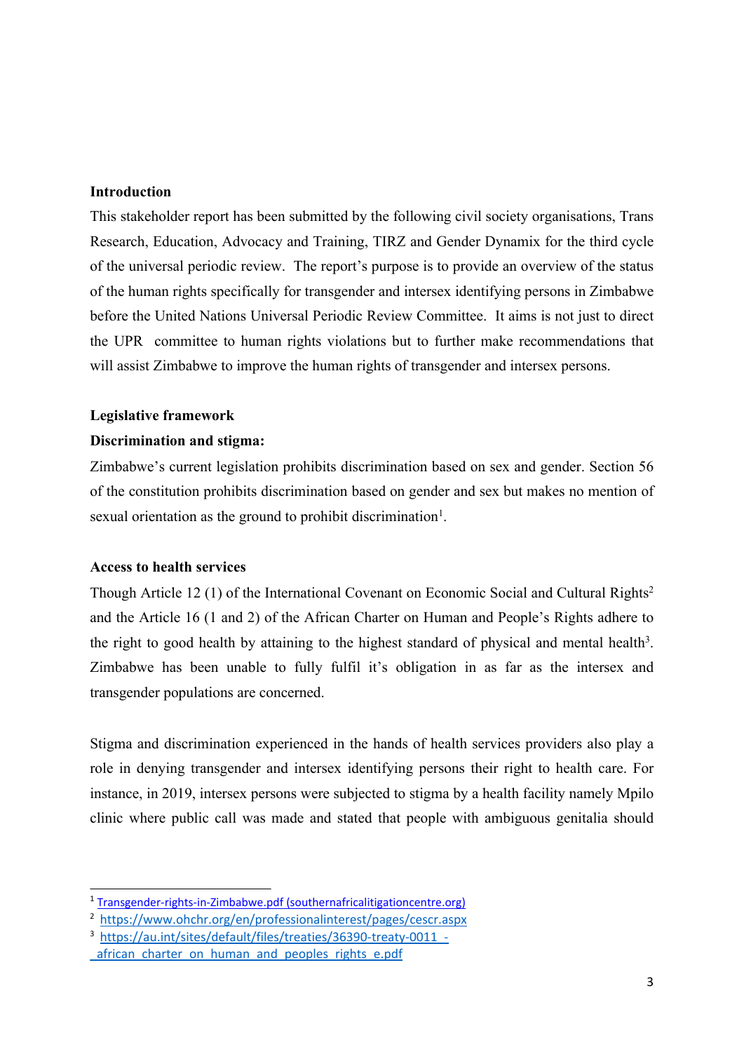**Introduction**

This stakeholder report has been submitted by the following civil society organisations, Trans Research, Education, Advocacy and Training, TIRZ and Gender Dynamix for the third cycle of the universal periodic review. The report's purpose is to provide an overview of the status of the human rights specifically for transgender and intersex identifying persons in Zimbabwe before the United Nations Universal Periodic Review Committee. It aims is not just to direct the UPR committee to human rights violations but to further make recommendations that will assist Zimbabwe to improve the human rights of transgender and intersex persons.

**Legislative framework**

**Discrimination and stigma:**

Zimbabwe's current legislation prohibits discrimination based on sex and gender. Section 56 of the constitution prohibits discrimination based on gender and sex but makes no mention of sexual orientation as the ground to prohibit discrimination[1].

**Access to health services**

Though Article 12 (1) of the International Covenant on Economic Social and Cultural Rights[2] and the Article 16 (1 and 2) of the African Charter on Human and People's Rights adhere to the right to good health by attaining to the highest standard of physical and mental health[3]. Zimbabwe has been unable to fully fulfil it's obligation in as far as the intersex and transgender populations are concerned.

Stigma and discrimination experienced in the hands of health services providers also play a role in denying transgender and intersex identifying persons their right to health care. For instance, in 2019, intersex persons were subjected to stigma by a health facility namely Mpilo clinic where public call was made and stated that people with ambiguous genitalia should

---

[1] Transgender-rights-in-Zimbabwe.pdf (southernafricalitigationcentre.org)

[2] https://www.ohchr.org/en/professionalinterest/pages/cescr.aspx

[3] https://au.int/sites/default/files/treaties/36390-treaty-0011_-_african_charter_on_human_and_peoples_rights_e.pdf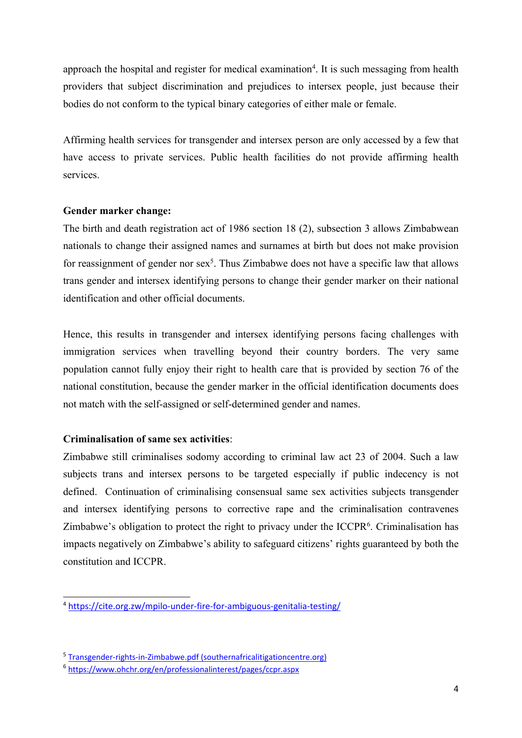approach the hospital and register for medical examination[4]. It is such messaging from health providers that subject discrimination and prejudices to intersex people, just because their bodies do not conform to the typical binary categories of either male or female.

Affirming health services for transgender and intersex person are only accessed by a few that have access to private services. Public health facilities do not provide affirming health services.

**Gender marker change:**

The birth and death registration act of 1986 section 18 (2), subsection 3 allows Zimbabwean nationals to change their assigned names and surnames at birth but does not make provision for reassignment of gender nor sex[5]. Thus Zimbabwe does not have a specific law that allows trans gender and intersex identifying persons to change their gender marker on their national identification and other official documents.

Hence, this results in transgender and intersex identifying persons facing challenges with immigration services when travelling beyond their country borders. The very same population cannot fully enjoy their right to health care that is provided by section 76 of the national constitution, because the gender marker in the official identification documents does not match with the self-assigned or self-determined gender and names.

**Criminalisation of same sex activities**:

Zimbabwe still criminalises sodomy according to criminal law act 23 of 2004. Such a law subjects trans and intersex persons to be targeted especially if public indecency is not defined. Continuation of criminalising consensual same sex activities subjects transgender and intersex identifying persons to corrective rape and the criminalisation contravenes Zimbabwe's obligation to protect the right to privacy under the ICCPR[6]. Criminalisation has impacts negatively on Zimbabwe's ability to safeguard citizens' rights guaranteed by both the constitution and ICCPR.

---

[4] https://cite.org.zw/mpilo-under-fire-for-ambiguous-genitalia-testing/

[5] Transgender-rights-in-Zimbabwe.pdf (southernafricalitigationcentre.org)

[6] https://www.ohchr.org/en/professionalinterest/pages/ccpr.aspx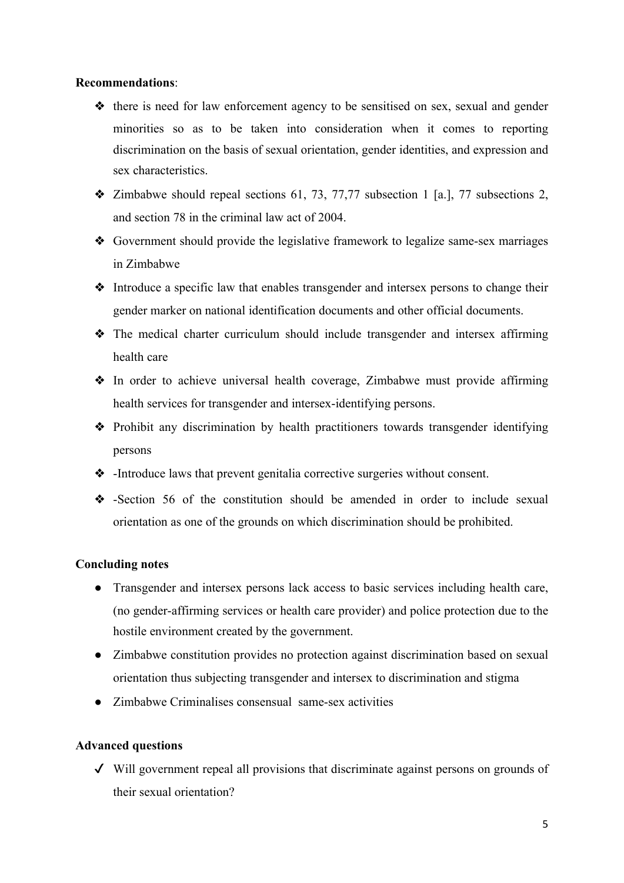**Recommendations**:

- there is need for law enforcement agency to be sensitised on sex, sexual and gender minorities so as to be taken into consideration when it comes to reporting discrimination on the basis of sexual orientation, gender identities, and expression and sex characteristics.
- Zimbabwe should repeal sections 61, 73, 77,77 subsection 1 [a.], 77 subsections 2, and section 78 in the criminal law act of 2004.
- Government should provide the legislative framework to legalize same-sex marriages in Zimbabwe
- Introduce a specific law that enables transgender and intersex persons to change their gender marker on national identification documents and other official documents.
- The medical charter curriculum should include transgender and intersex affirming health care
- In order to achieve universal health coverage, Zimbabwe must provide affirming health services for transgender and intersex-identifying persons.
- Prohibit any discrimination by health practitioners towards transgender identifying persons
- -Introduce laws that prevent genitalia corrective surgeries without consent.
- -Section 56 of the constitution should be amended in order to include sexual orientation as one of the grounds on which discrimination should be prohibited.

**Concluding notes**

- Transgender and intersex persons lack access to basic services including health care, (no gender-affirming services or health care provider) and police protection due to the hostile environment created by the government.
- Zimbabwe constitution provides no protection against discrimination based on sexual orientation thus subjecting transgender and intersex to discrimination and stigma
- Zimbabwe Criminalises consensual same-sex activities

**Advanced questions**

- ✓ Will government repeal all provisions that discriminate against persons on grounds of their sexual orientation?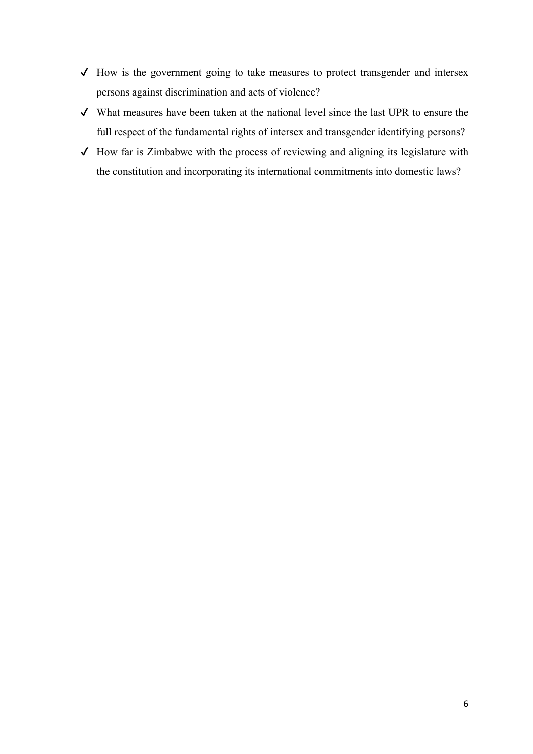- ✓ How is the government going to take measures to protect transgender and intersex persons against discrimination and acts of violence?
- ✓ What measures have been taken at the national level since the last UPR to ensure the full respect of the fundamental rights of intersex and transgender identifying persons?
- ✓ How far is Zimbabwe with the process of reviewing and aligning its legislature with the constitution and incorporating its international commitments into domestic laws?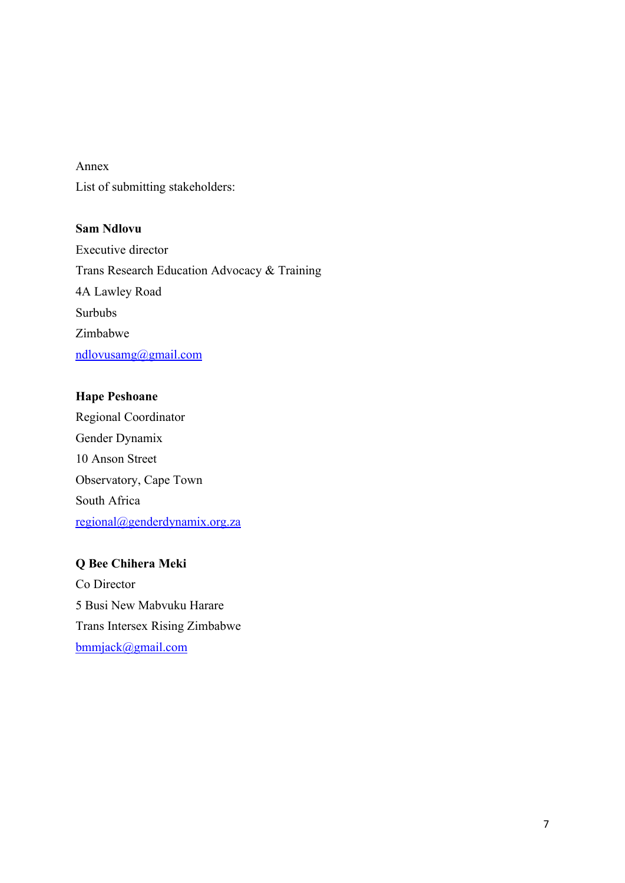Annex

List of submitting stakeholders:

**Sam Ndlovu**

Executive director

Trans Research Education Advocacy & Training

4A Lawley Road

Surbubs

Zimbabwe

ndlovusamg@gmail.com

**Hape Peshoane**

Regional Coordinator

Gender Dynamix

10 Anson Street

Observatory, Cape Town

South Africa

regional@genderdynamix.org.za

**Q Bee Chihera Meki**

Co Director

5 Busi New Mabvuku Harare

Trans Intersex Rising Zimbabwe

bmmjack@gmail.com